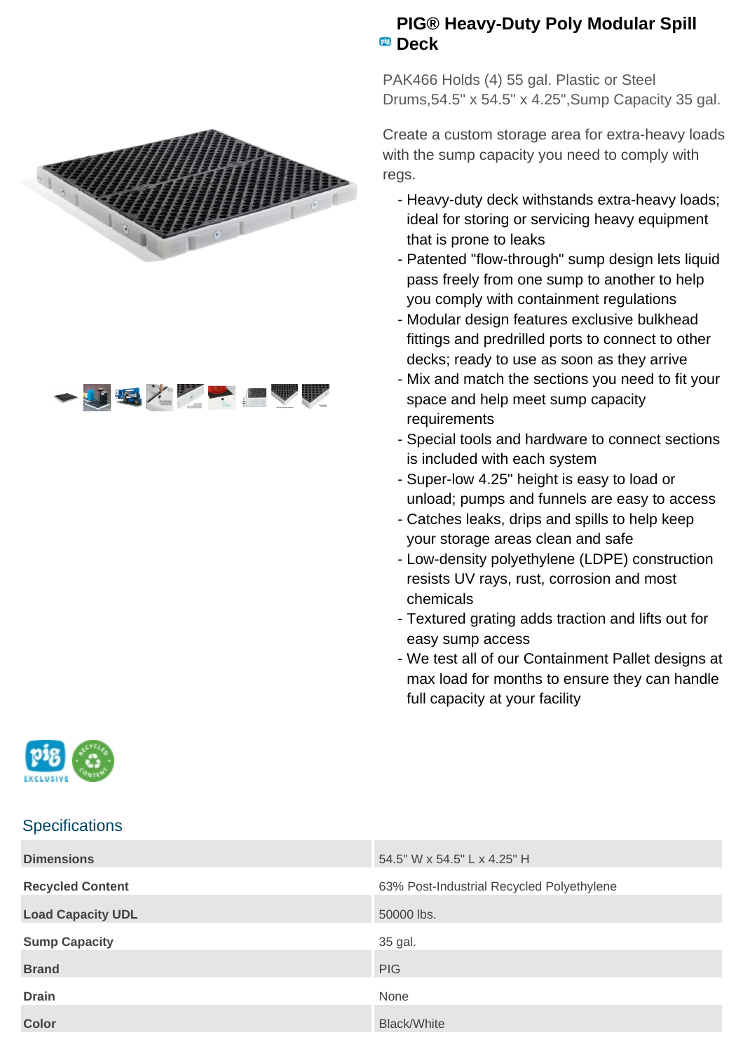# PIG® Heavy-Duty Poly Modular Spill Deck

PAK466 Holds (4) 55 gal. Plastic or Steel Drums,54.5" x 54.5" x 4.25",Sump Capacity 35 gal.

Create a custom storage area for extra-heavy loads with the sump capacity you need to comply with regs.

- Heavy-duty deck withstands extra-heavy loads; ideal for storing or servicing heavy equipment that is prone to leaks
- Patented "flow-through" sump design lets liquid pass freely from one sump to another to help you comply with containment regulations
- Modular design features exclusive bulkhead fittings and predrilled ports to connect to other decks; ready to use as soon as they arrive
- Mix and match the sections you need to fit your space and help meet sump capacity requirements
- Special tools and hardware to connect sections is included with each system
- Super-low 4.25" height is easy to load or unload; pumps and funnels are easy to access
- Catches leaks, drips and spills to help keep your storage areas clean and safe
- Low-density polyethylene (LDPE) construction resists UV rays, rust, corrosion and most chemicals
- Textured grating adds traction and lifts out for easy sump access
- We test all of our Containment Pallet designs at max load for months to ensure they can handle full capacity at your facility

## Specifications

| | |
|---|---|
| **Dimensions** | 54.5" W x 54.5" L x 4.25" H |
| **Recycled Content** | 63% Post-Industrial Recycled Polyethylene |
| **Load Capacity UDL** | 50000 lbs. |
| **Sump Capacity** | 35 gal. |
| **Brand** | PIG |
| **Drain** | None |
| **Color** | Black/White |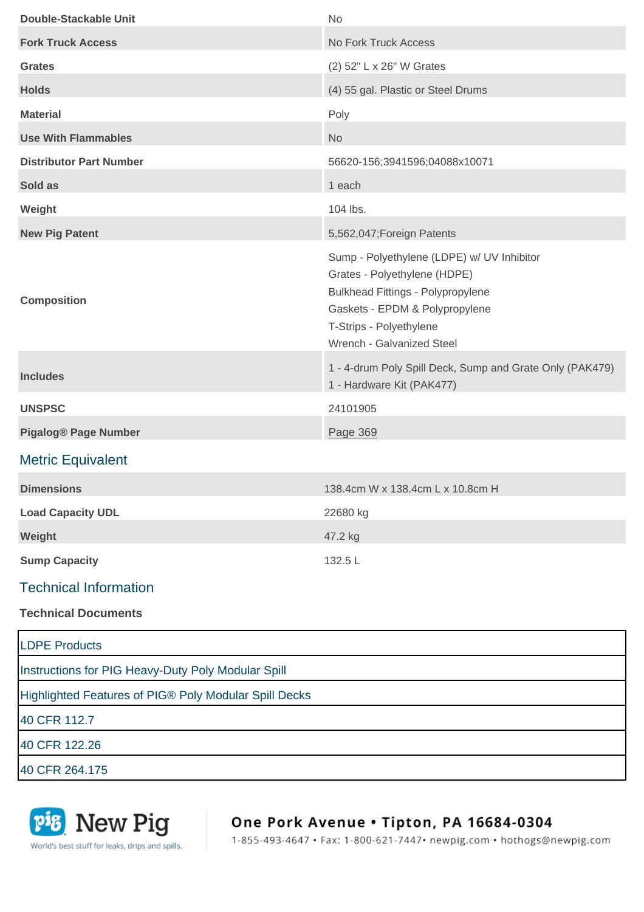| | |
|---|---|
| **Double-Stackable Unit** | No |
| **Fork Truck Access** | No Fork Truck Access |
| **Grates** | (2) 52" L x 26" W Grates |
| **Holds** | (4) 55 gal. Plastic or Steel Drums |
| **Material** | Poly |
| **Use With Flammables** | No |
| **Distributor Part Number** | 56620-156;3941596;04088x10071 |
| **Sold as** | 1 each |
| **Weight** | 104 lbs. |
| **New Pig Patent** | 5,562,047;Foreign Patents |
| **Composition** | Sump - Polyethylene (LDPE) w/ UV Inhibitor<br>Grates - Polyethylene (HDPE)<br>Bulkhead Fittings - Polypropylene<br>Gaskets - EPDM & Polypropylene<br>T-Strips - Polyethylene<br>Wrench - Galvanized Steel |
| **Includes** | 1 - 4-drum Poly Spill Deck, Sump and Grate Only (PAK479)<br>1 - Hardware Kit (PAK477) |
| **UNSPSC** | 24101905 |
| **Pigalog® Page Number** | Page 369 |

## Metric Equivalent

| | |
|---|---|
| **Dimensions** | 138.4cm W x 138.4cm L x 10.8cm H |
| **Load Capacity UDL** | 22680 kg |
| **Weight** | 47.2 kg |
| **Sump Capacity** | 132.5 L |

## Technical Information

### Technical Documents

| |
|---|
| LDPE Products |
| Instructions for PIG Heavy-Duty Poly Modular Spill |
| Highlighted Features of PIG® Poly Modular Spill Decks |
| 40 CFR 112.7 |
| 40 CFR 122.26 |
| 40 CFR 264.175 |

New Pig
World's best stuff for leaks, drips and spills.

One Pork Avenue • Tipton, PA 16684-0304
1-855-493-4647 • Fax: 1-800-621-7447• newpig.com • hothogs@newpig.com